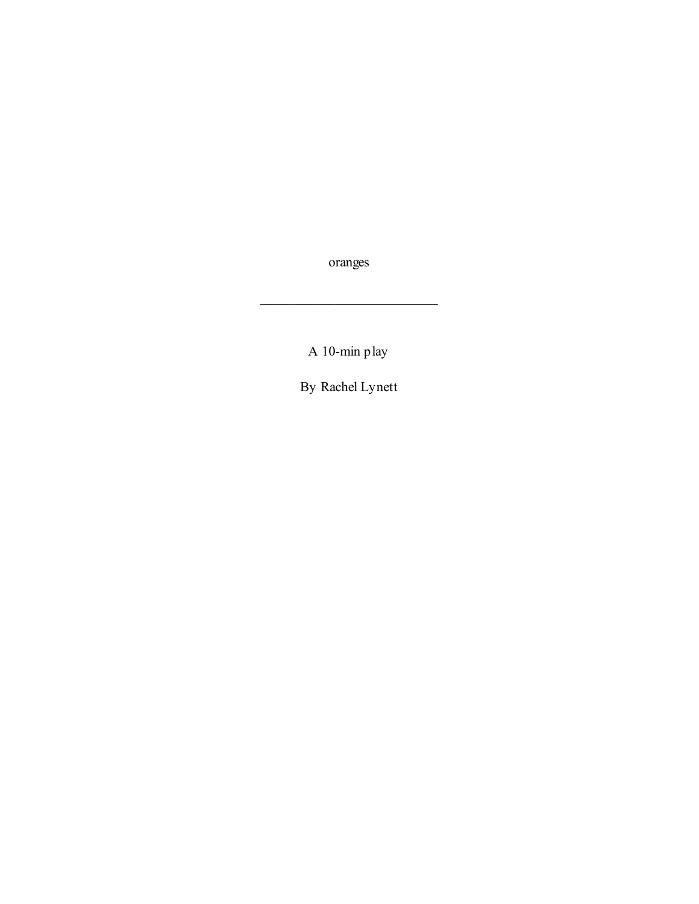# oranges

---

A 10-min play

By Rachel Lynett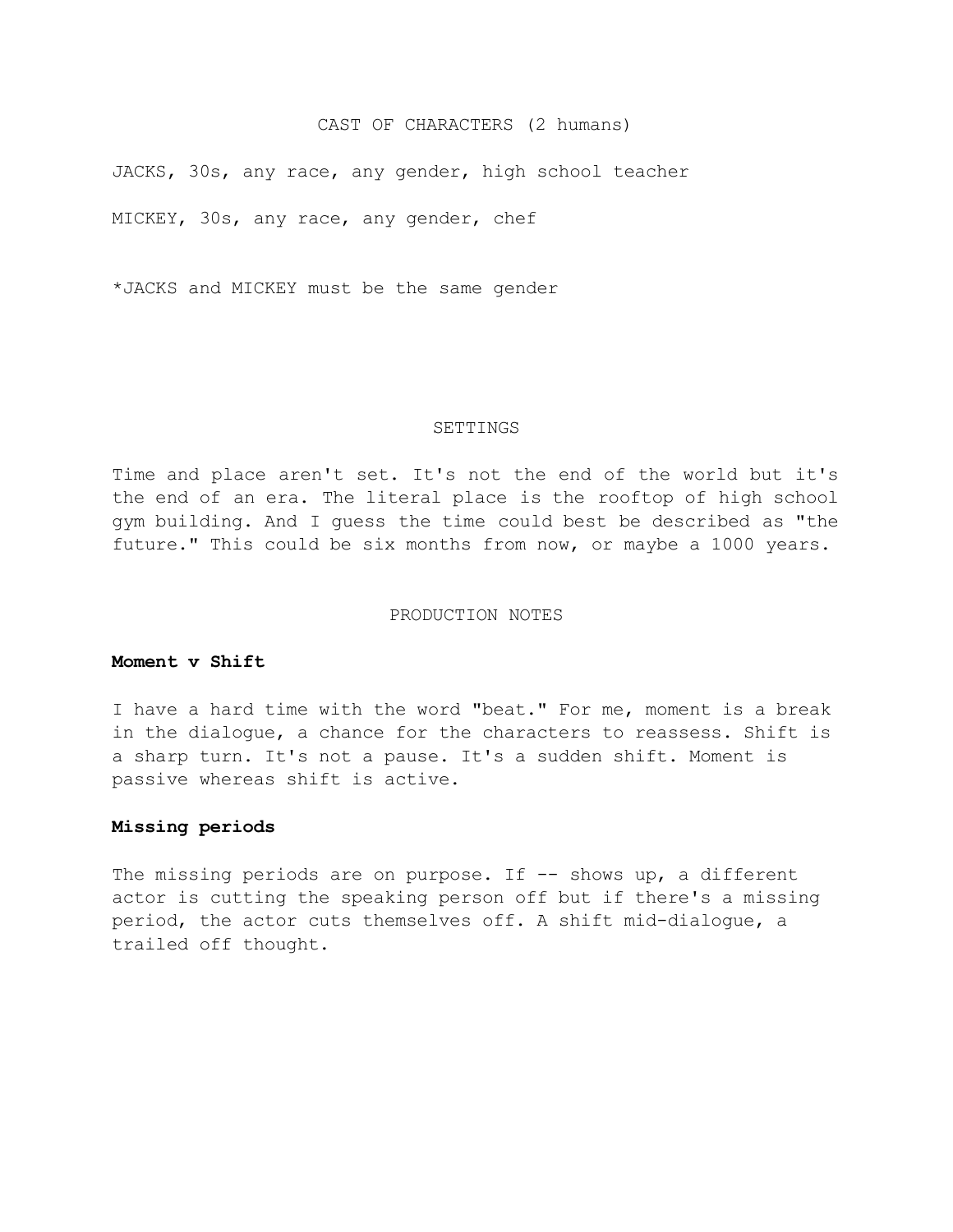## CAST OF CHARACTERS (2 humans)

JACKS, 30s, any race, any gender, high school teacher

MICKEY, 30s, any race, any gender, chef

*JACKS and MICKEY must be the same gender

## SETTINGS

Time and place aren't set. It's not the end of the world but it's the end of an era. The literal place is the rooftop of high school gym building. And I guess the time could best be described as "the future." This could be six months from now, or maybe a 1000 years.

## PRODUCTION NOTES

**Moment v Shift**

I have a hard time with the word "beat." For me, moment is a break in the dialogue, a chance for the characters to reassess. Shift is a sharp turn. It's not a pause. It's a sudden shift. Moment is passive whereas shift is active.

**Missing periods**

The missing periods are on purpose. If -- shows up, a different actor is cutting the speaking person off but if there's a missing period, the actor cuts themselves off. A shift mid-dialogue, a trailed off thought.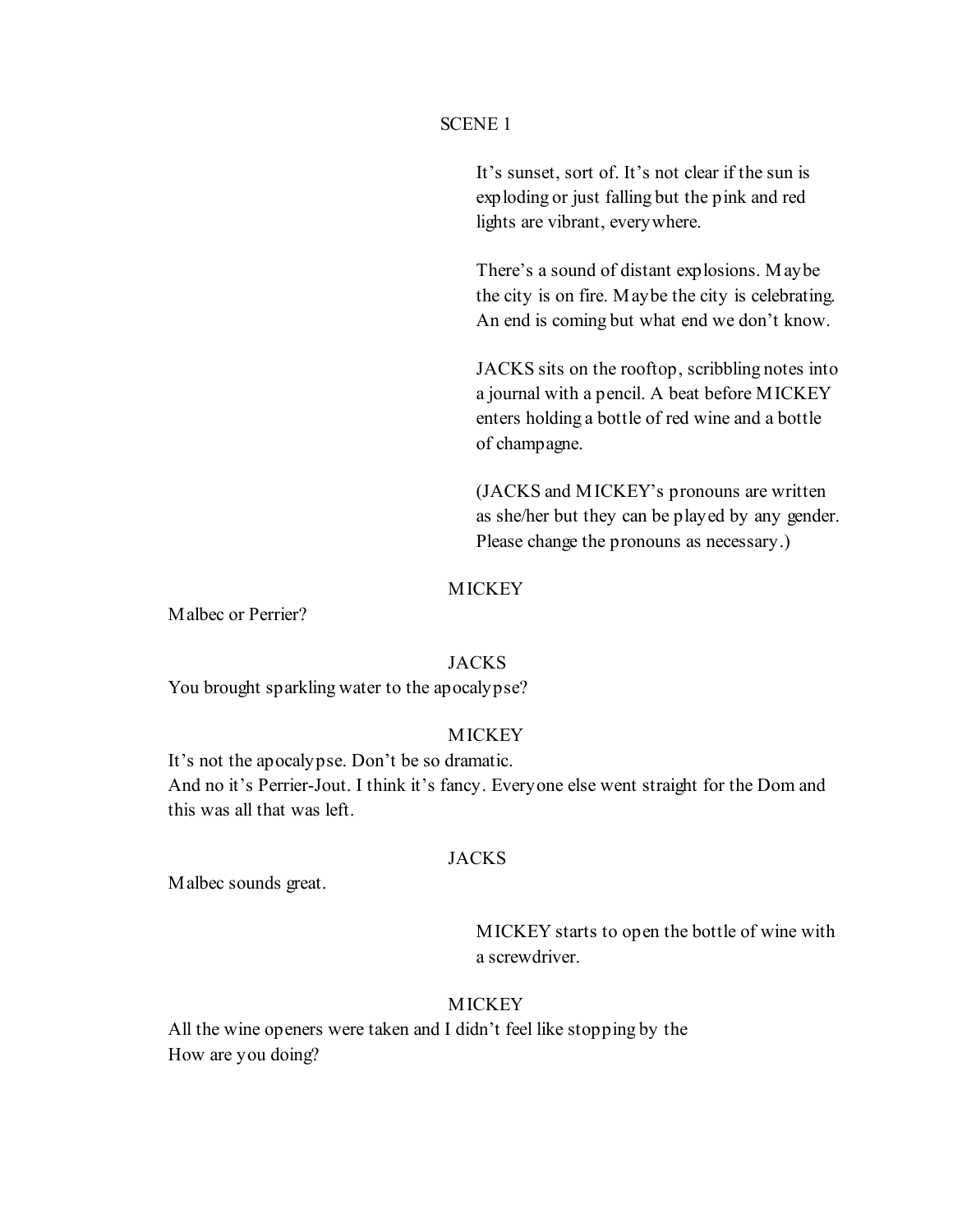SCENE 1

It's sunset, sort of. It's not clear if the sun is exploding or just falling but the pink and red lights are vibrant, everywhere.

There's a sound of distant explosions. Maybe the city is on fire. Maybe the city is celebrating. An end is coming but what end we don't know.

JACKS sits on the rooftop, scribbling notes into a journal with a pencil. A beat before MICKEY enters holding a bottle of red wine and a bottle of champagne.

(JACKS and MICKEY's pronouns are written as she/her but they can be played by any gender. Please change the pronouns as necessary.)

MICKEY

Malbec or Perrier?

JACKS

You brought sparkling water to the apocalypse?

MICKEY

It's not the apocalypse. Don't be so dramatic.
And no it's Perrier-Jout. I think it's fancy. Everyone else went straight for the Dom and this was all that was left.

JACKS

Malbec sounds great.

MICKEY starts to open the bottle of wine with a screwdriver.

MICKEY

All the wine openers were taken and I didn't feel like stopping by the
How are you doing?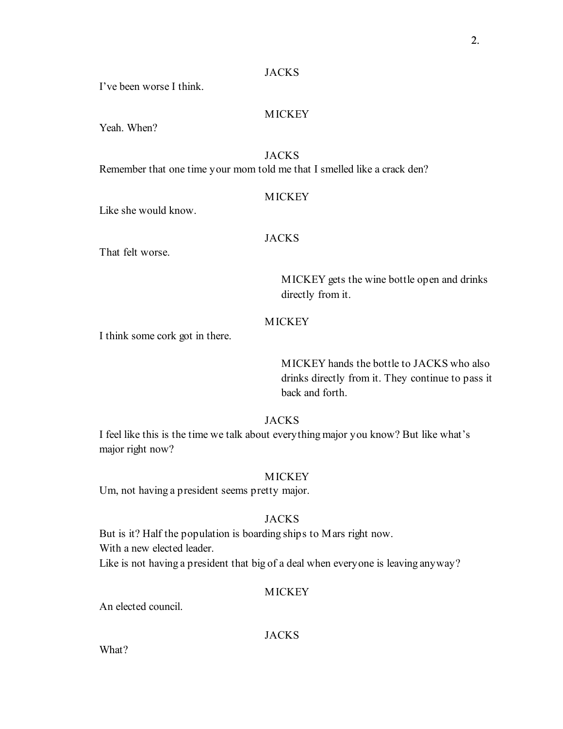JACKS

I've been worse I think.

MICKEY

Yeah. When?

JACKS

Remember that one time your mom told me that I smelled like a crack den?

MICKEY

Like she would know.

JACKS

That felt worse.

MICKEY gets the wine bottle open and drinks directly from it.

MICKEY

I think some cork got in there.

MICKEY hands the bottle to JACKS who also drinks directly from it. They continue to pass it back and forth.

JACKS

I feel like this is the time we talk about everything major you know? But like what's major right now?

MICKEY

Um, not having a president seems pretty major.

JACKS

But is it? Half the population is boarding ships to Mars right now.
With a new elected leader.
Like is not having a president that big of a deal when everyone is leaving anyway?

MICKEY

An elected council.

JACKS

What?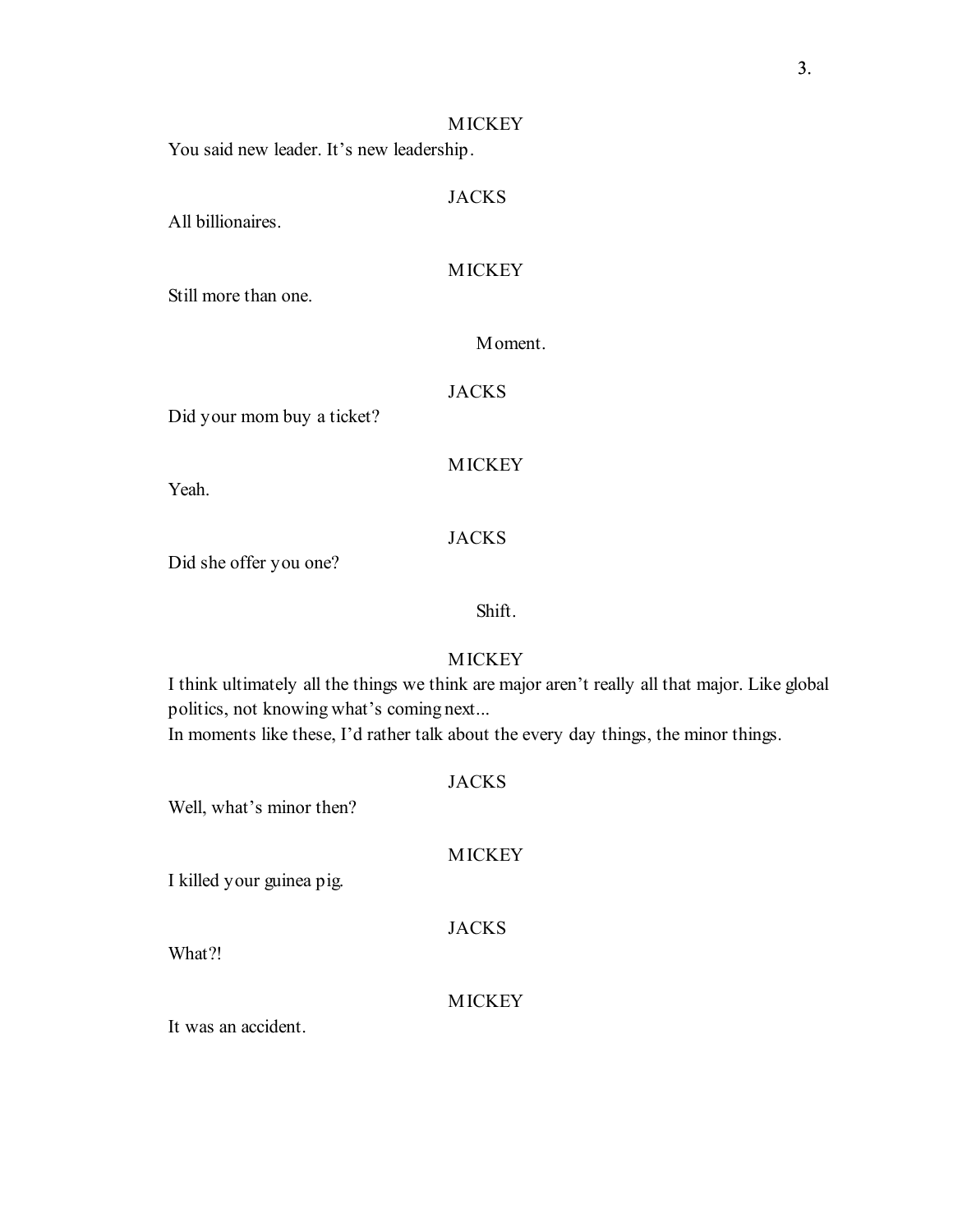MICKEY

You said new leader. It's new leadership.

JACKS

All billionaires.

MICKEY

Still more than one.

Moment.

JACKS

Did your mom buy a ticket?

MICKEY

Yeah.

JACKS

Did she offer you one?

Shift.

MICKEY

I think ultimately all the things we think are major aren't really all that major. Like global politics, not knowing what's coming next...
In moments like these, I'd rather talk about the every day things, the minor things.

JACKS

Well, what's minor then?

MICKEY

I killed your guinea pig.

JACKS

What?!

MICKEY

It was an accident.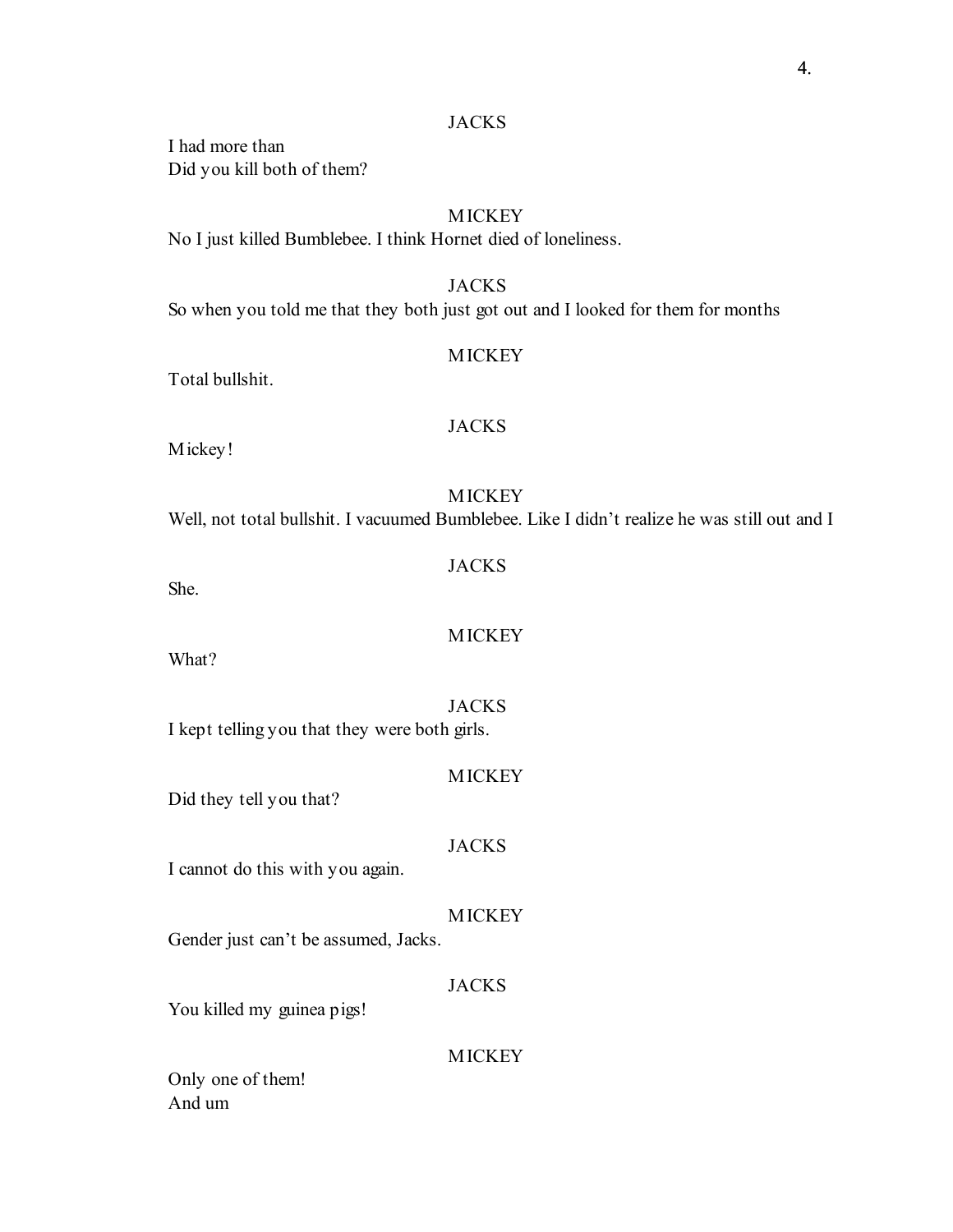JACKS

I had more than
Did you kill both of them?

MICKEY

No I just killed Bumblebee. I think Hornet died of loneliness.

JACKS

So when you told me that they both just got out and I looked for them for months

MICKEY

Total bullshit.

JACKS

Mickey!

MICKEY

Well, not total bullshit. I vacuumed Bumblebee. Like I didn't realize he was still out and I

JACKS

She.

MICKEY

What?

JACKS

I kept telling you that they were both girls.

MICKEY

Did they tell you that?

JACKS

I cannot do this with you again.

MICKEY

Gender just can't be assumed, Jacks.

JACKS

You killed my guinea pigs!

MICKEY

Only one of them!
And um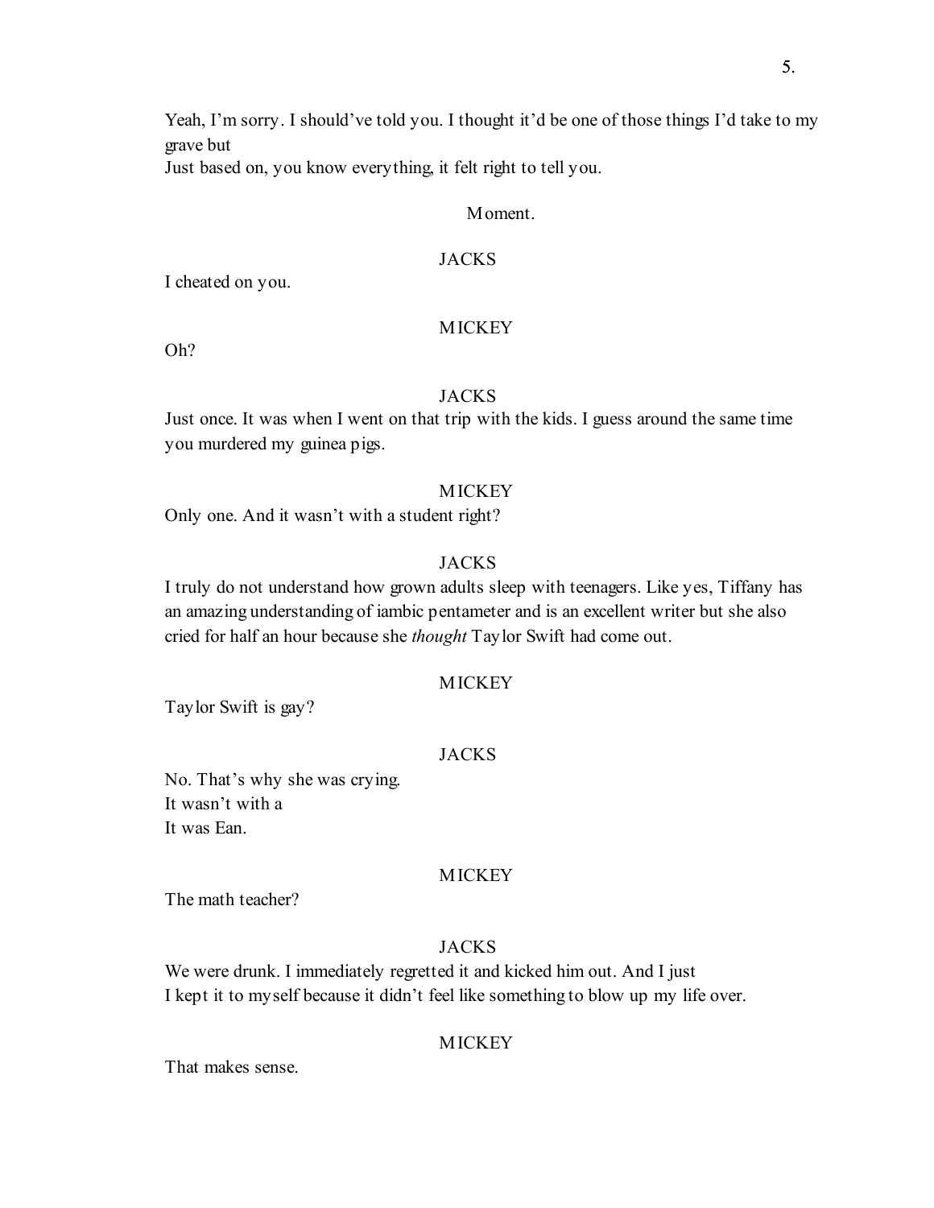Yeah, I'm sorry. I should've told you. I thought it'd be one of those things I'd take to my grave but
Just based on, you know everything, it felt right to tell you.

Moment.

JACKS

I cheated on you.

MICKEY

Oh?

JACKS

Just once. It was when I went on that trip with the kids. I guess around the same time you murdered my guinea pigs.

MICKEY

Only one. And it wasn't with a student right?

JACKS

I truly do not understand how grown adults sleep with teenagers. Like yes, Tiffany has an amazing understanding of iambic pentameter and is an excellent writer but she also cried for half an hour because she *thought* Taylor Swift had come out.

MICKEY

Taylor Swift is gay?

JACKS

No. That's why she was crying.
It wasn't with a
It was Ean.

MICKEY

The math teacher?

JACKS

We were drunk. I immediately regretted it and kicked him out. And I just
I kept it to myself because it didn't feel like something to blow up my life over.

MICKEY

That makes sense.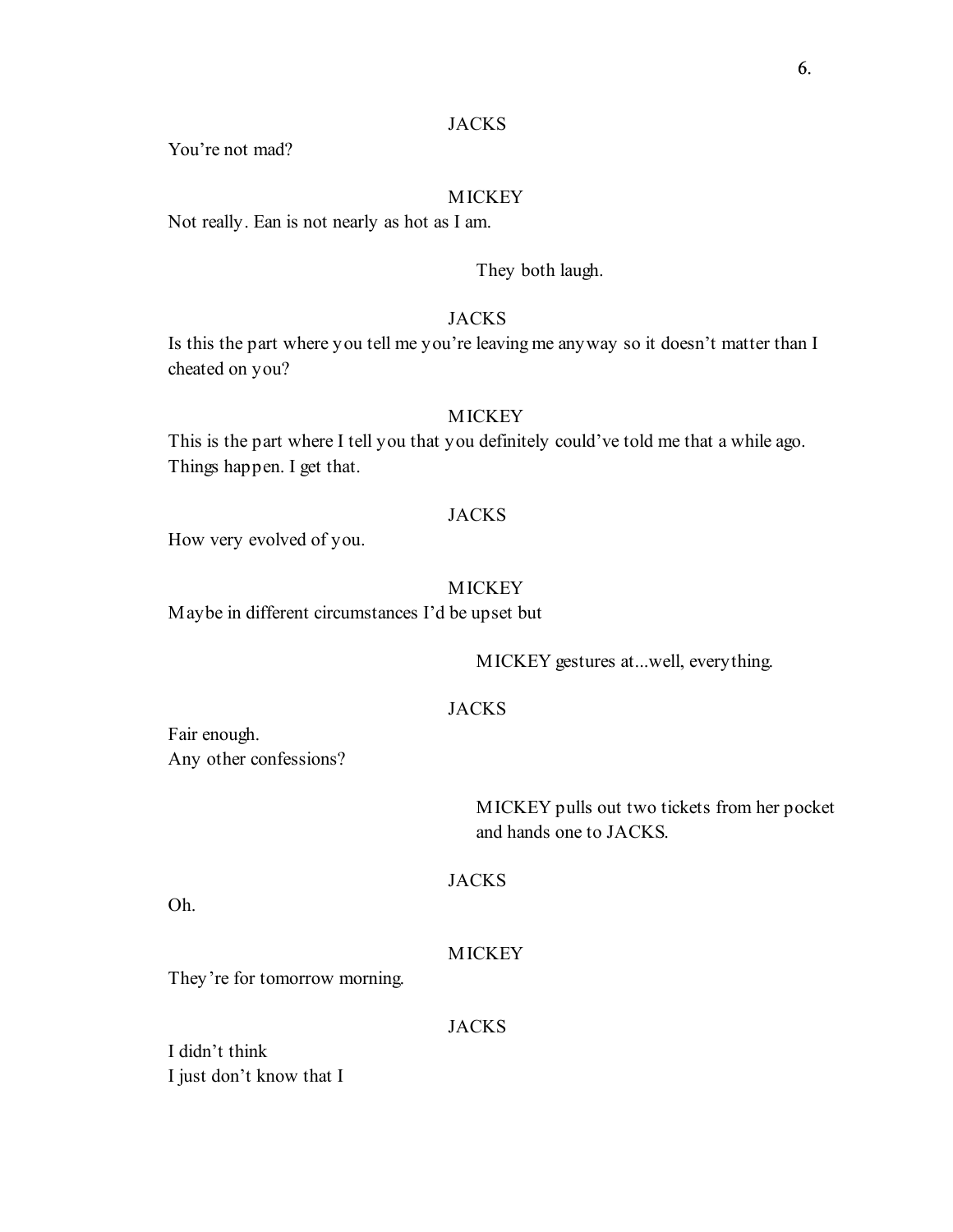JACKS

You're not mad?

MICKEY

Not really. Ean is not nearly as hot as I am.

They both laugh.

JACKS

Is this the part where you tell me you're leaving me anyway so it doesn't matter than I cheated on you?

MICKEY

This is the part where I tell you that you definitely could've told me that a while ago. Things happen. I get that.

JACKS

How very evolved of you.

MICKEY

Maybe in different circumstances I'd be upset but

MICKEY gestures at...well, everything.

JACKS

Fair enough.
Any other confessions?

MICKEY pulls out two tickets from her pocket and hands one to JACKS.

JACKS

Oh.

MICKEY

They're for tomorrow morning.

JACKS

I didn't think
I just don't know that I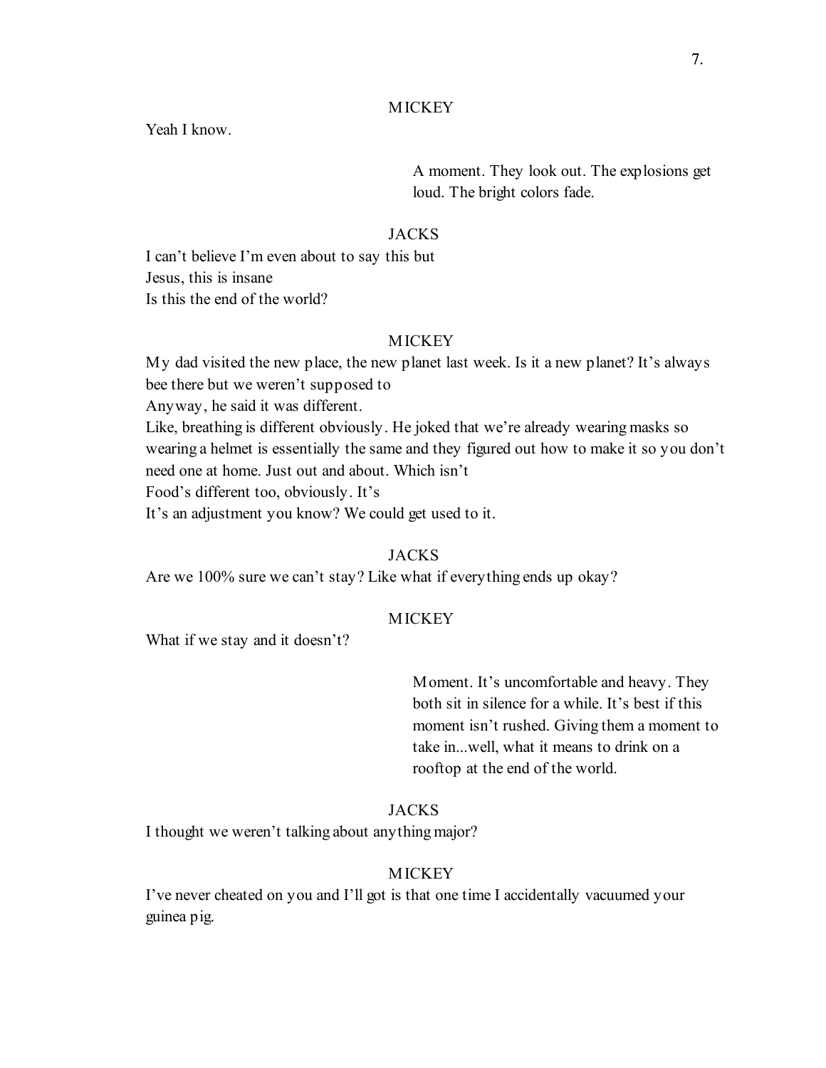MICKEY

Yeah I know.

> A moment. They look out. The explosions get loud. The bright colors fade.

JACKS

I can't believe I'm even about to say this but
Jesus, this is insane
Is this the end of the world?

MICKEY

My dad visited the new place, the new planet last week. Is it a new planet? It's always bee there but we weren't supposed to
Anyway, he said it was different.
Like, breathing is different obviously. He joked that we're already wearing masks so wearing a helmet is essentially the same and they figured out how to make it so you don't need one at home. Just out and about. Which isn't
Food's different too, obviously. It's
It's an adjustment you know? We could get used to it.

JACKS

Are we 100% sure we can't stay? Like what if everything ends up okay?

MICKEY

What if we stay and it doesn't?

> Moment. It's uncomfortable and heavy. They both sit in silence for a while. It's best if this moment isn't rushed. Giving them a moment to take in...well, what it means to drink on a rooftop at the end of the world.

JACKS

I thought we weren't talking about anything major?

MICKEY

I've never cheated on you and I'll got is that one time I accidentally vacuumed your guinea pig.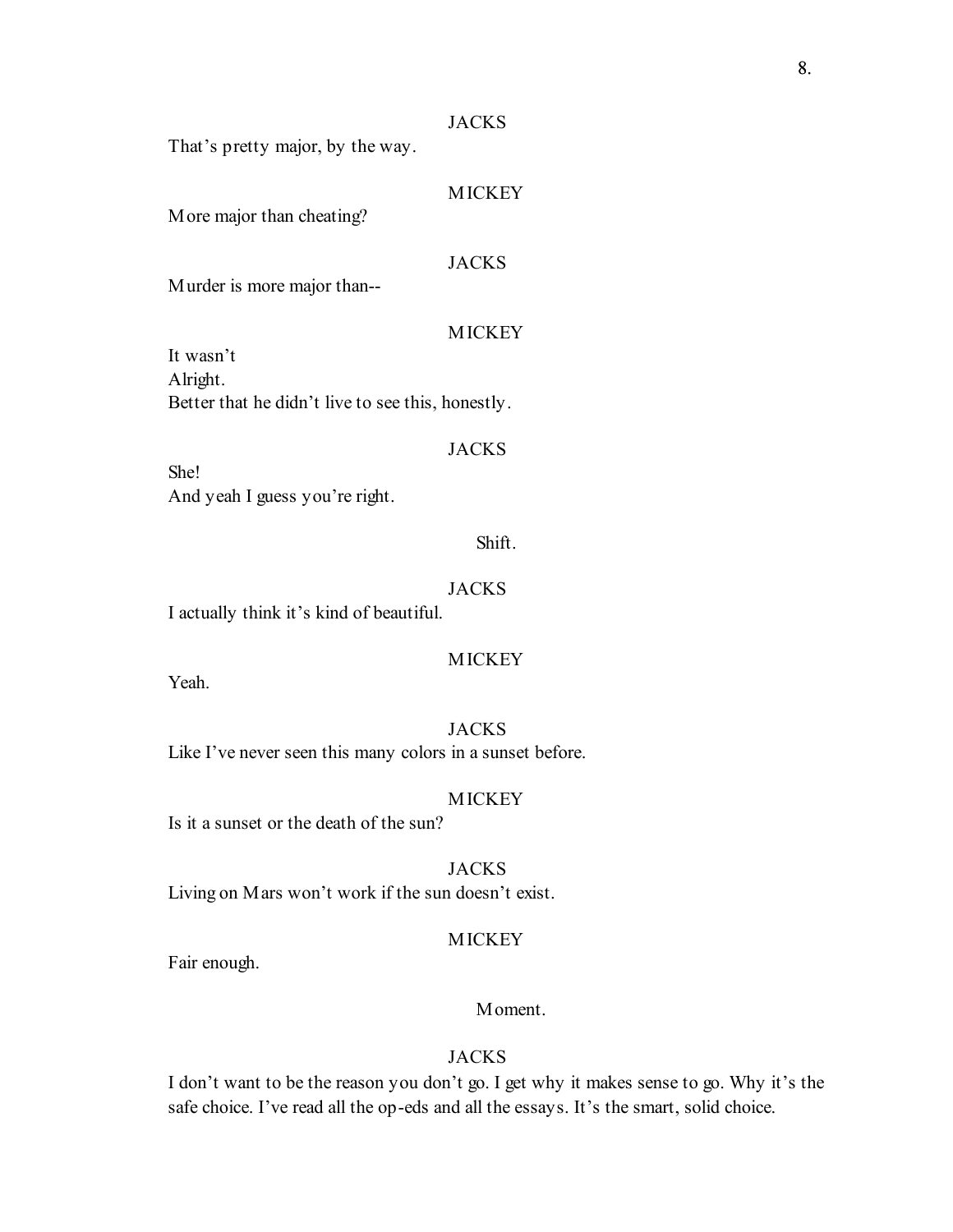JACKS

That's pretty major, by the way.

MICKEY

More major than cheating?

JACKS

Murder is more major than--

MICKEY

It wasn't
Alright.
Better that he didn't live to see this, honestly.

JACKS

She!
And yeah I guess you're right.

Shift.

JACKS

I actually think it's kind of beautiful.

MICKEY

Yeah.

JACKS

Like I've never seen this many colors in a sunset before.

MICKEY

Is it a sunset or the death of the sun?

JACKS

Living on Mars won't work if the sun doesn't exist.

MICKEY

Fair enough.

Moment.

JACKS

I don't want to be the reason you don't go. I get why it makes sense to go. Why it's the safe choice. I've read all the op-eds and all the essays. It's the smart, solid choice.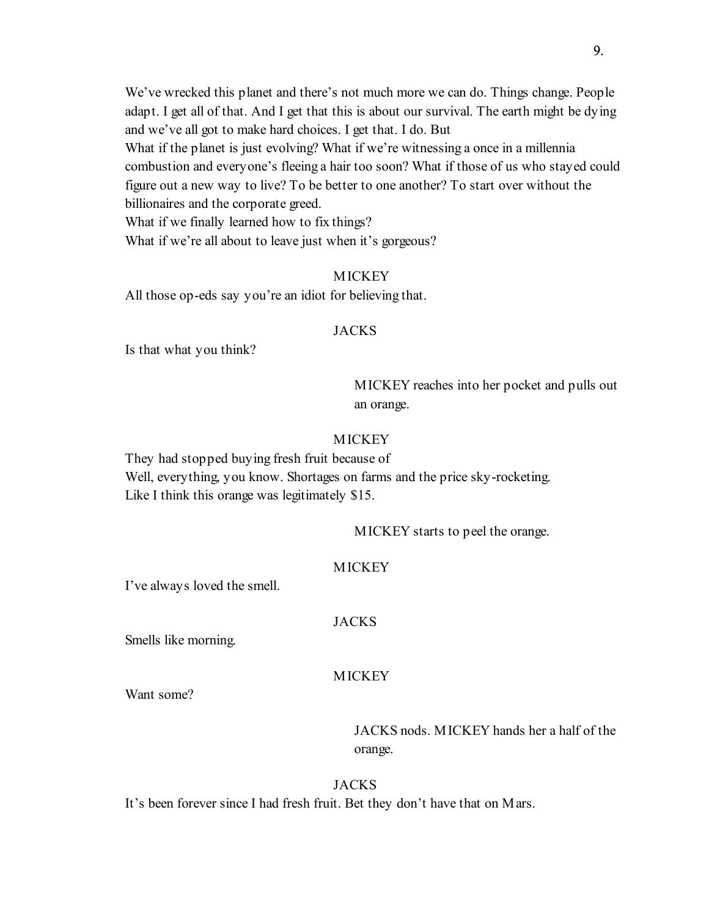We've wrecked this planet and there's not much more we can do. Things change. People adapt. I get all of that. And I get that this is about our survival. The earth might be dying and we've all got to make hard choices. I get that. I do. But
What if the planet is just evolving? What if we're witnessing a once in a millennia combustion and everyone's fleeing a hair too soon? What if those of us who stayed could figure out a new way to live? To be better to one another? To start over without the billionaires and the corporate greed.
What if we finally learned how to fix things?
What if we're all about to leave just when it's gorgeous?

MICKEY

All those op-eds say you're an idiot for believing that.

JACKS

Is that what you think?

MICKEY reaches into her pocket and pulls out an orange.

MICKEY

They had stopped buying fresh fruit because of
Well, everything, you know. Shortages on farms and the price sky-rocketing.
Like I think this orange was legitimately $15.

MICKEY starts to peel the orange.

MICKEY

I've always loved the smell.

JACKS

Smells like morning.

MICKEY

Want some?

JACKS nods. MICKEY hands her a half of the orange.

JACKS

It's been forever since I had fresh fruit. Bet they don't have that on Mars.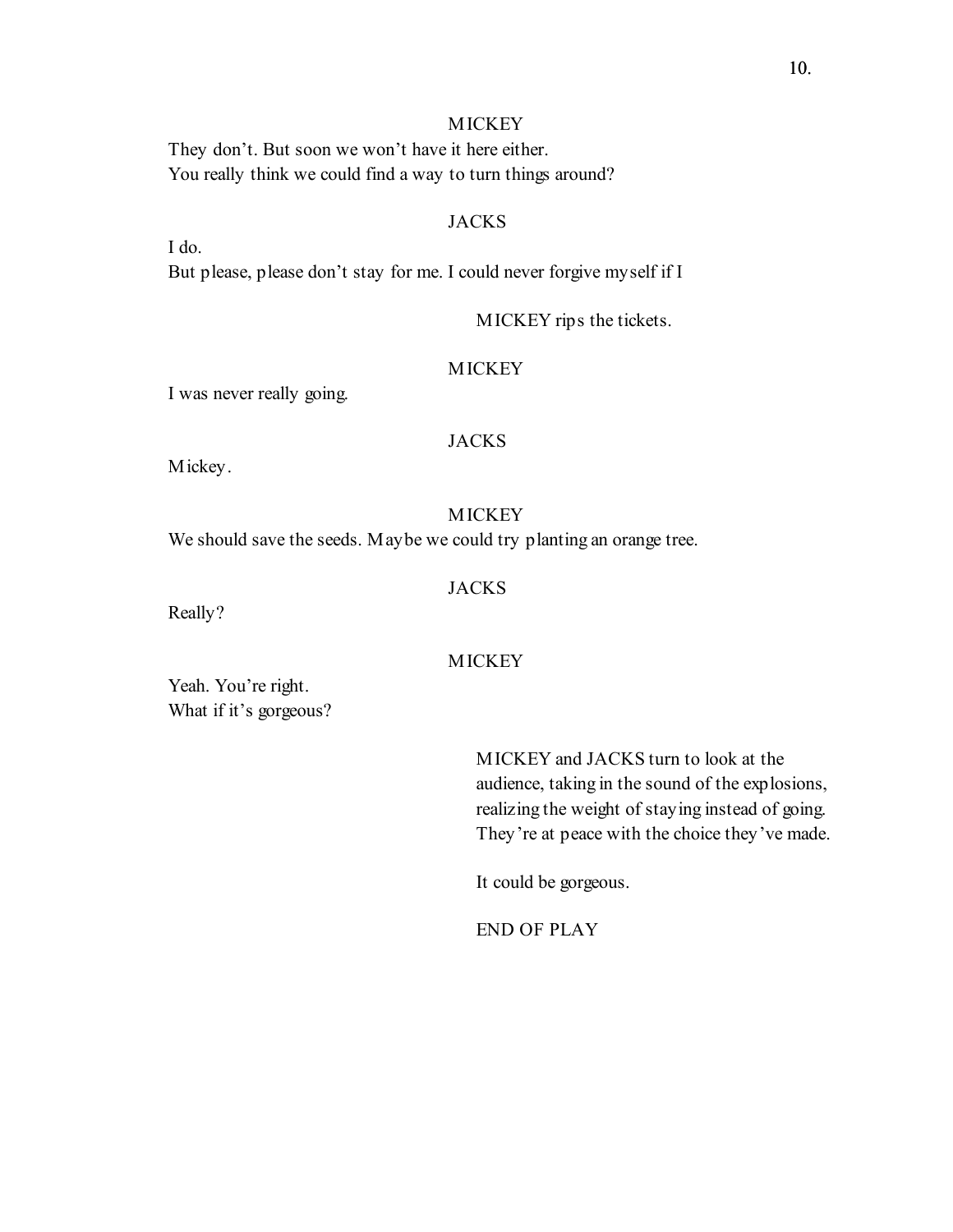MICKEY

They don't. But soon we won't have it here either.
You really think we could find a way to turn things around?

JACKS

I do.
But please, please don't stay for me. I could never forgive myself if I

MICKEY rips the tickets.

MICKEY

I was never really going.

JACKS

Mickey.

MICKEY

We should save the seeds. Maybe we could try planting an orange tree.

JACKS

Really?

MICKEY

Yeah. You're right.
What if it's gorgeous?

MICKEY and JACKS turn to look at the audience, taking in the sound of the explosions, realizing the weight of staying instead of going. They're at peace with the choice they've made.

It could be gorgeous.

END OF PLAY